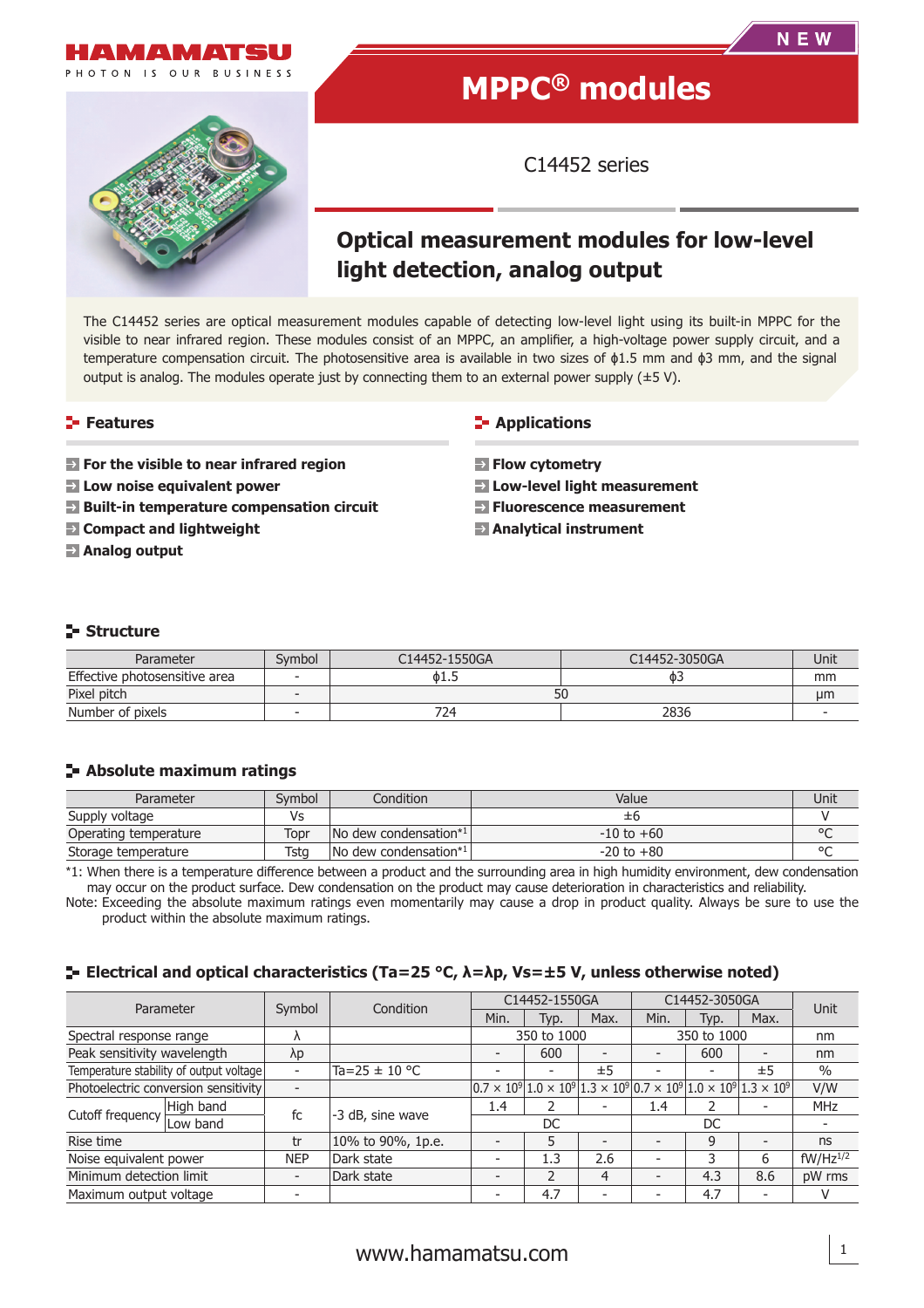HAMAMATSU

PHOTON IS OUR BUSINESS

NEW

# MPPC® modules

C14452 series

## Optical measurement modules for low-level light detection, analog output

The C14452 series are optical measurement modules capable of detecting low-level light using its built-in MPPC for the visible to near infrared region. These modules consist of an MPPC, an amplifier, a high-voltage power supply circuit, and a temperature compensation circuit. The photosensitive area is available in two sizes of ϕ1.5 mm and ϕ3 mm, and the signal output is analog. The modules operate just by connecting them to an external power supply (±5 V).

### Features

- **For the visible to near infrared region**
- **Low noise equivalent power**
- **Built-in temperature compensation circuit**
- **Compact and lightweight**
- **Analog output**

### Applications

- **Flow cytometry**
- **Low-level light measurement**
- **Fluorescence measurement**
- **Analytical instrument**

### Structure

| Parameter | Symbol | C14452-1550GA | C14452-3050GA | Unit |
|---|---|---|---|---|
| Effective photosensitive area | - | ϕ1.5 | ϕ3 | mm |
| Pixel pitch | - | 50 | | μm |
| Number of pixels | - | 724 | 2836 | - |

### Absolute maximum ratings

| Parameter | Symbol | Condition | Value | Unit |
|---|---|---|---|---|
| Supply voltage | Vs | | ±6 | V |
| Operating temperature | Topr | No dew condensation*1 | -10 to +60 | °C |
| Storage temperature | Tstg | No dew condensation*1 | -20 to +80 | °C |

*1: When there is a temperature difference between a product and the surrounding area in high humidity environment, dew condensation may occur on the product surface. Dew condensation on the product may cause deterioration in characteristics and reliability.

Note: Exceeding the absolute maximum ratings even momentarily may cause a drop in product quality. Always be sure to use the product within the absolute maximum ratings.

### Electrical and optical characteristics (Ta=25 °C, λ=λp, Vs=±5 V, unless otherwise noted)

| Parameter | | Symbol | Condition | C14452-1550GA | | | C14452-3050GA | | | Unit |
|---|---|---|---|---|---|---|---|---|---|---|
| | | | | Min. | Typ. | Max. | Min. | Typ. | Max. | |
| Spectral response range | | λ | | 350 to 1000 | | | 350 to 1000 | | | nm |
| Peak sensitivity wavelength | | λp | | - | 600 | - | - | 600 | - | nm |
| Temperature stability of output voltage | | - | Ta=25 ± 10 °C | - | - | ±5 | - | - | ±5 | % |
| Photoelectric conversion sensitivity | | - | | $0.7 \times 10^9$ | $1.0 \times 10^9$ | $1.3 \times 10^9$ | $0.7 \times 10^9$ | $1.0 \times 10^9$ | $1.3 \times 10^9$ | V/W |
| Cutoff frequency | High band | fc | -3 dB, sine wave | 1.4 | 2 | - | 1.4 | 2 | - | MHz |
| | Low band | | | DC | | | DC | | | - |
| Rise time | | tr | 10% to 90%, 1p.e. | - | 5 | - | - | 9 | - | ns |
| Noise equivalent power | | NEP | Dark state | - | 1.3 | 2.6 | - | 3 | 6 | $fW/Hz^{1/2}$ |
| Minimum detection limit | | - | Dark state | - | 2 | 4 | - | 4.3 | 8.6 | pW rms |
| Maximum output voltage | | - | | - | 4.7 | - | - | 4.7 | - | V |

www.hamamatsu.com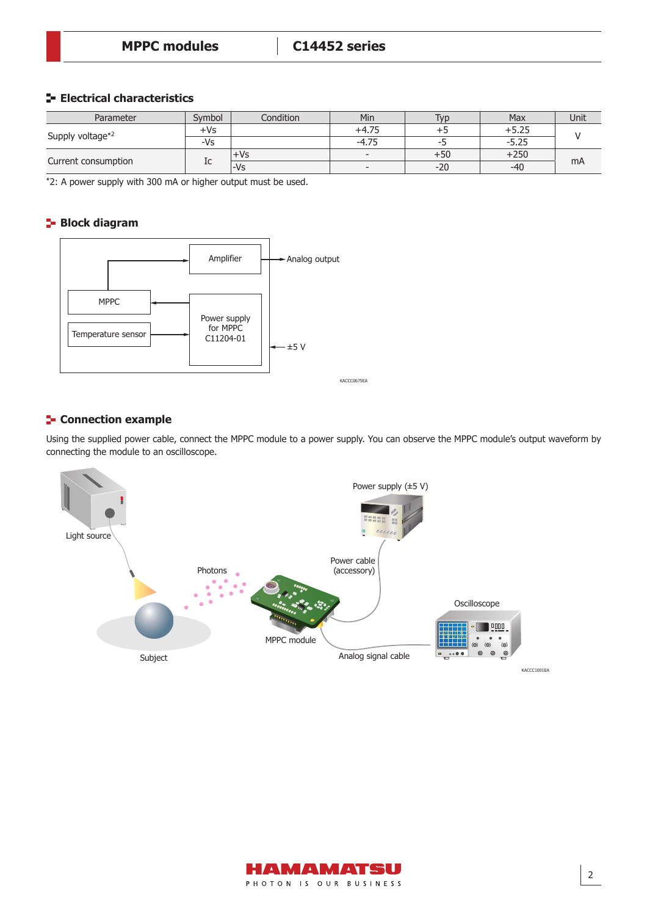## Electrical characteristics

| Parameter | Symbol | Condition | Min | Typ | Max | Unit |
|---|---|---|---|---|---|---|
| Supply voltage*2 | +Vs | | +4.75 | +5 | +5.25 | V |
| | -Vs | | -4.75 | -5 | -5.25 | |
| Current consumption | Ic | +Vs | - | +50 | +250 | mA |
| | | -Vs | - | -20 | -40 | |

*2: A power supply with 300 mA or higher output must be used.

## Block diagram

Amplifier → Analog output

MPPC

Temperature sensor

Power supply for MPPC C11204-01 ← ±5 V

KACCC0675EA

## Connection example

Using the supplied power cable, connect the MPPC module to a power supply. You can observe the MPPC module's output waveform by connecting the module to an oscilloscope.

Light source

Photons

Subject

MPPC module

Power supply (±5 V)

Power cable (accessory)

Oscilloscope

Analog signal cable

KACCC1001EA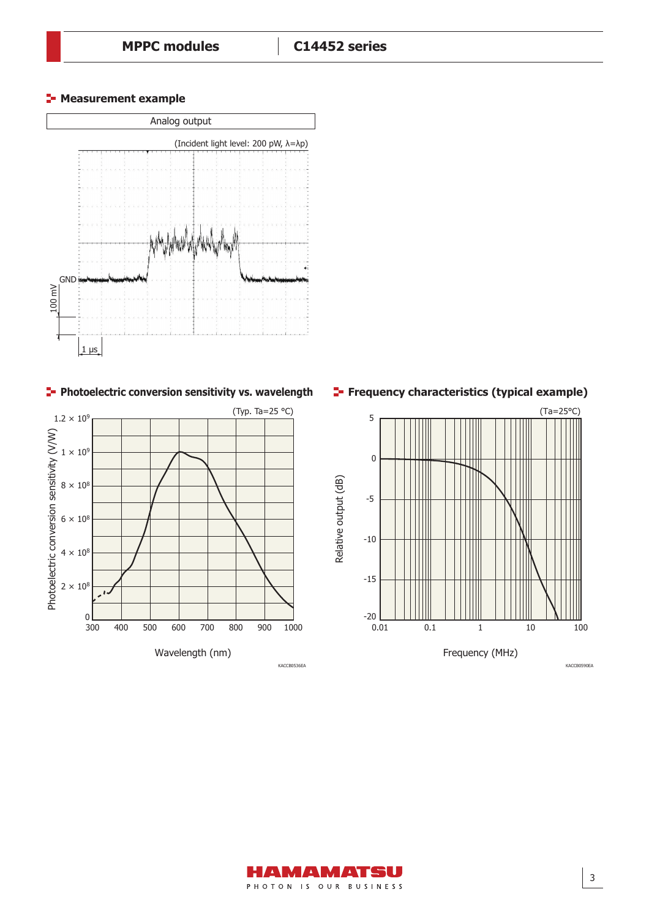## Measurement example

Analog output

(Incident light level: 200 pW, λ=λp)

GND

100 mV

1 μs

## Photoelectric conversion sensitivity vs. wavelength

(Typ. Ta=25 °C)

Photoelectric conversion sensitivity (V/W)

$1.2 \times 10^9$, $1 \times 10^9$, $8 \times 10^8$, $6 \times 10^8$, $4 \times 10^8$, $2 \times 10^8$, 0

Wavelength (nm)

300, 400, 500, 600, 700, 800, 900, 1000

KACCB0536EA

## Frequency characteristics (typical example)

(Ta=25°C)

Relative output (dB)

5, 0, -5, -10, -15, -20

Frequency (MHz)

0.01, 0.1, 1, 10, 100

KACCB0590EA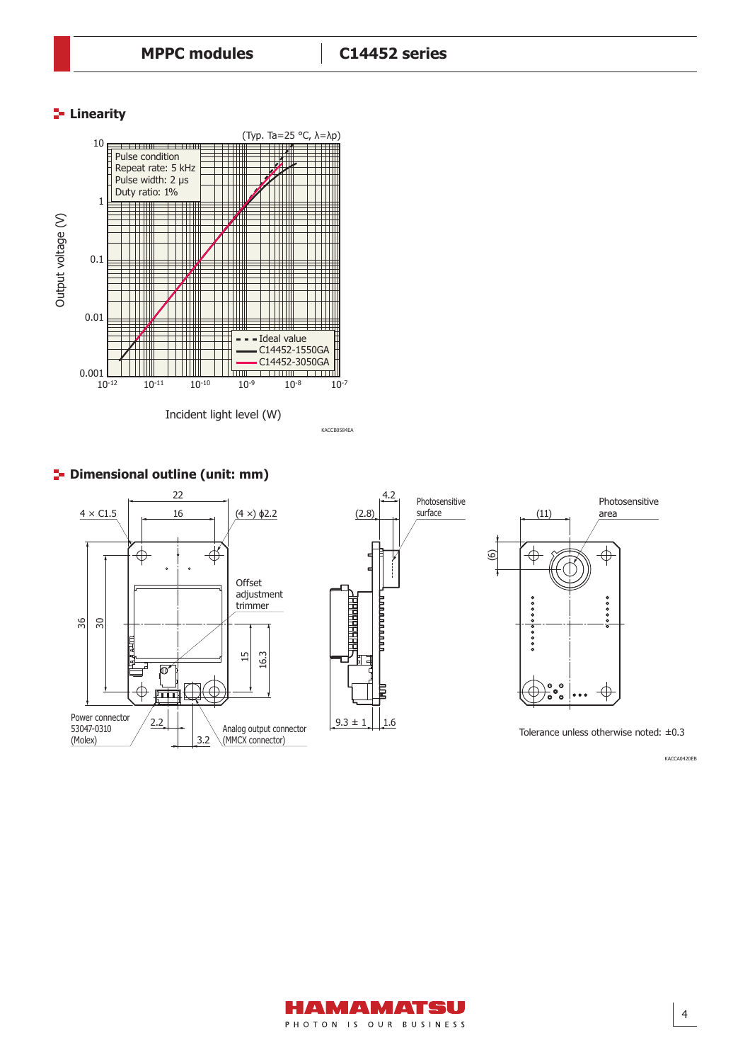## Linearity

(Typ. Ta=25 °C, λ=λp)

Pulse condition
Repeat rate: 5 kHz
Pulse width: 2 μs
Duty ratio: 1%

Output voltage (V)

Incident light level (W)

- - - Ideal value
—— C14452-1550GA
—— C14452-3050GA

KACCB0584EA

## Dimensional outline (unit: mm)

4 × C1.5 | 22 | 16 | (4 ×) ϕ2.2 | Offset adjustment trimmer | 36 | 30 | 15 | 16.3 | Power connector 53047-0310 (Molex) | 2.2 | 3.2 | Analog output connector (MMCX connector)

4.2 | (2.8) | Photosensitive surface | 9.3 ± 1 | 1.6

(11) | Photosensitive area | (6)

Tolerance unless otherwise noted: ±0.3

KACCA0420EB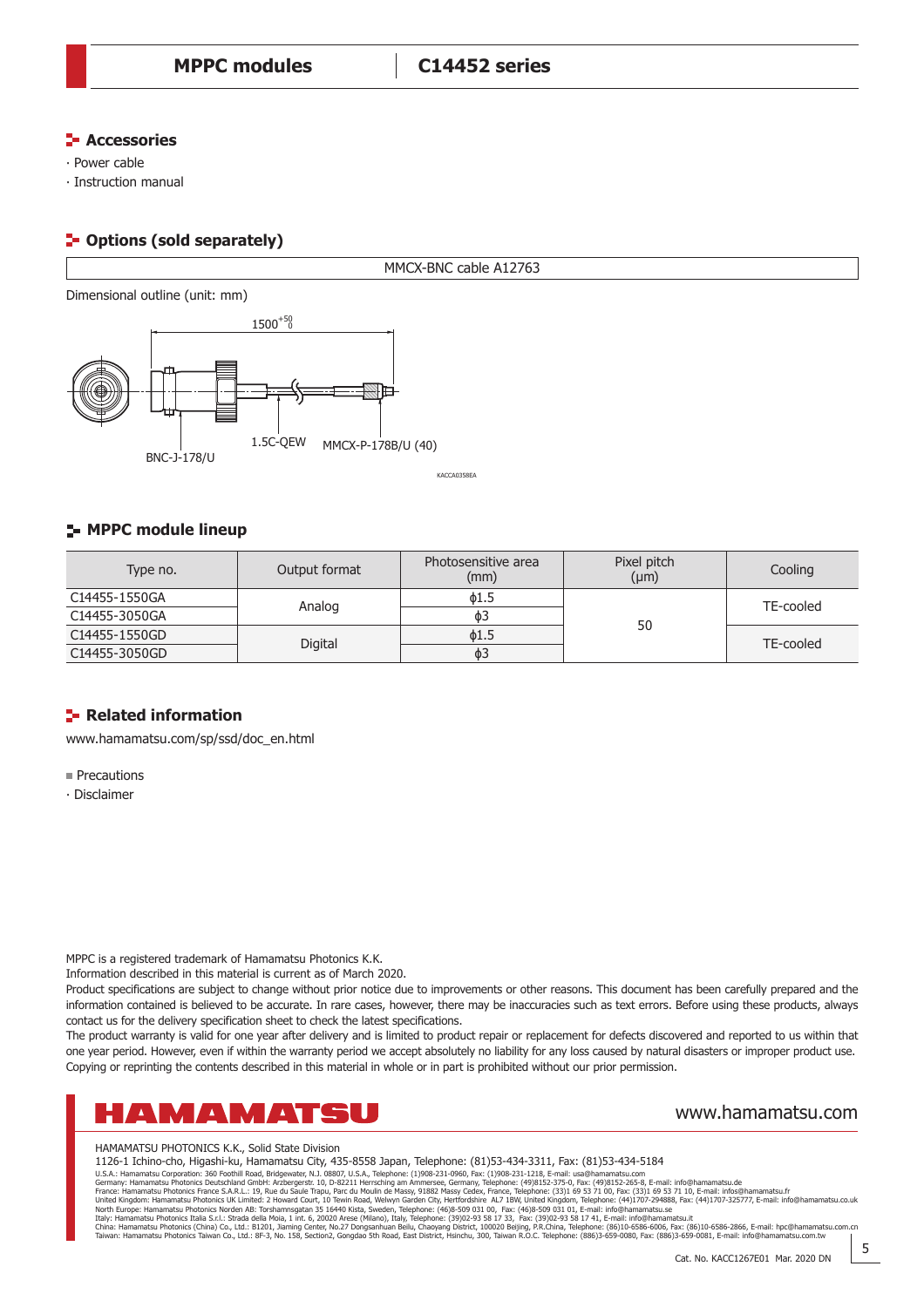## Accessories

- Power cable
- Instruction manual

## Options (sold separately)

MMCX-BNC cable A12763

Dimensional outline (unit: mm)

$1500^{+50}_{0}$

BNC-J-178/U

1.5C-QEW

MMCX-P-178B/U (40)

KACCA0358EA

## MPPC module lineup

| Type no. | Output format | Photosensitive area (mm) | Pixel pitch (μm) | Cooling |
|---|---|---|---|---|
| C14455-1550GA | Analog | ϕ1.5 | 50 | TE-cooled |
| C14455-3050GA | | ϕ3 | | |
| C14455-1550GD | Digital | ϕ1.5 | | TE-cooled |
| C14455-3050GD | | ϕ3 | | |

## Related information

www.hamamatsu.com/sp/ssd/doc_en.html

- Precautions
  - Disclaimer

MPPC is a registered trademark of Hamamatsu Photonics K.K.

Information described in this material is current as of March 2020.

Product specifications are subject to change without prior notice due to improvements or other reasons. This document has been carefully prepared and the information contained is believed to be accurate. In rare cases, however, there may be inaccuracies such as text errors. Before using these products, always contact us for the delivery specification sheet to check the latest specifications.

The product warranty is valid for one year after delivery and is limited to product repair or replacement for defects discovered and reported to us within that one year period. However, even if within the warranty period we accept absolutely no liability for any loss caused by natural disasters or improper product use.

Copying or reprinting the contents described in this material in whole or in part is prohibited without our prior permission.

HAMAMATSU

www.hamamatsu.com

HAMAMATSU PHOTONICS K.K., Solid State Division

1126-1 Ichino-cho, Higashi-ku, Hamamatsu City, 435-8558 Japan, Telephone: (81)53-434-3311, Fax: (81)53-434-5184

U.S.A.: Hamamatsu Corporation: 360 Foothill Road, Bridgewater, N.J. 08807, U.S.A., Telephone: (1)908-231-0960, Fax: (1)908-231-1218, E-mail: usa@hamamatsu.com

Germany: Hamamatsu Photonics Deutschland GmbH: Arzbergerstr. 10, D-82211 Herrsching am Ammersee, Germany, Telephone: (49)8152-375-0, Fax: (49)8152-265-8, E-mail: info@hamamatsu.de

France: Hamamatsu Photonics France S.A.R.L.: 19, Rue du Saule Trapu, Parc du Moulin de Massy, 91882 Massy Cedex, France, Telephone: (33)1 69 53 71 00, Fax: (33)1 69 53 71 10, E-mail: infos@hamamatsu.fr

United Kingdom: Hamamatsu Photonics UK Limited: 2 Howard Court, 10 Tewin Road, Welwyn Garden City, Hertfordshire AL7 1BW, United Kingdom, Telephone: (44)1707-294888, Fax: (44)1707-325777, E-mail: info@hamamatsu.co.uk

North Europe: Hamamatsu Photonics Norden AB: Torshamnsgatan 35 16440 Kista, Sweden, Telephone: (46)8-509 031 00, Fax: (46)8-509 031 01, E-mail: info@hamamatsu.se

Italy: Hamamatsu Photonics Italia S.r.l.: Strada della Moia, 1 int. 6, 20020 Arese (Milano), Italy, Telephone: (39)02-93 58 17 33, Fax: (39)02-93 58 17 41, E-mail: info@hamamatsu.it

China: Hamamatsu Photonics (China) Co., Ltd.: B1201, Jiaming Center, No.27 Dongsanhuan Beilu, Chaoyang District, 100020 Beijing, P.R.China, Telephone: (86)10-6586-6006, Fax: (86)10-6586-2866, E-mail: hpc@hamamatsu.com.cn

Taiwan: Hamamatsu Photonics Taiwan Co., Ltd.: 8F-3, No. 158, Section2, Gongdao 5th Road, East District, Hsinchu, 300, Taiwan R.O.C. Telephone: (886)3-659-0080, Fax: (886)3-659-0081, E-mail: info@hamamatsu.com.tw

Cat. No. KACC1267E01 Mar. 2020 DN